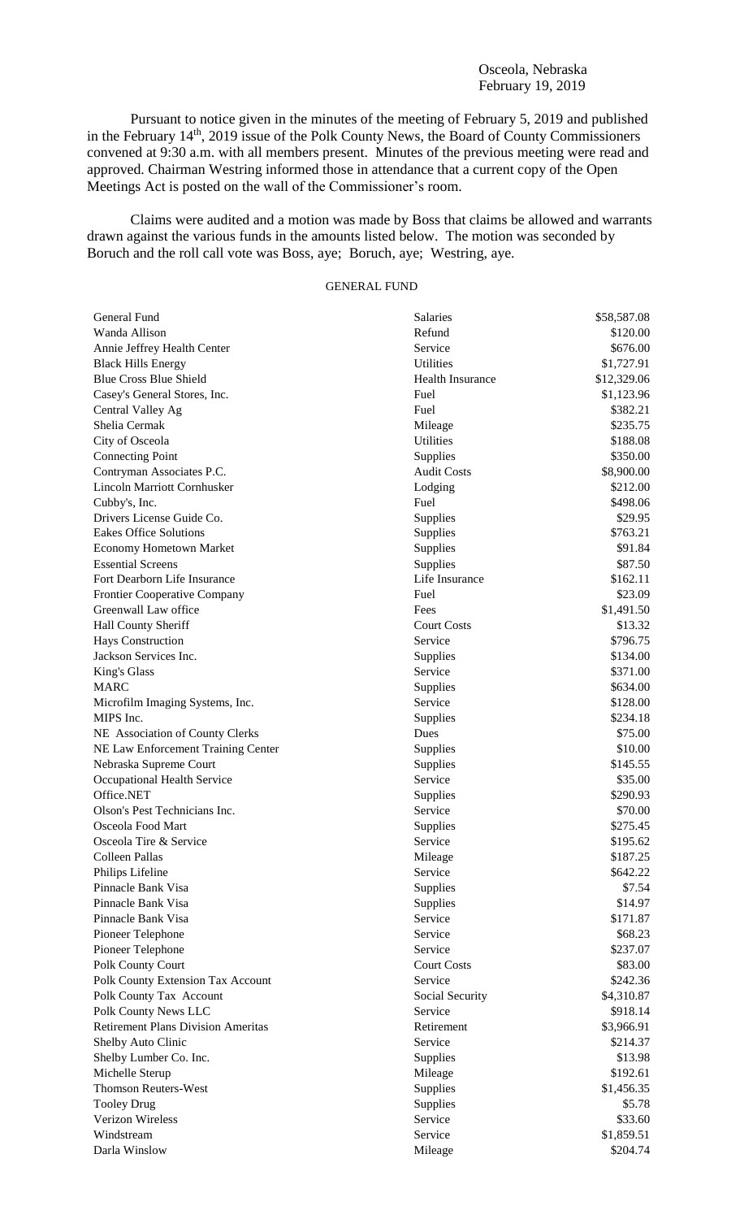Osceola, Nebraska
February 19, 2019

Pursuant to notice given in the minutes of the meeting of February 5, 2019 and published in the February 14th, 2019 issue of the Polk County News, the Board of County Commissioners convened at 9:30 a.m. with all members present. Minutes of the previous meeting were read and approved. Chairman Westring informed those in attendance that a current copy of the Open Meetings Act is posted on the wall of the Commissioner's room.

Claims were audited and a motion was made by Boss that claims be allowed and warrants drawn against the various funds in the amounts listed below. The motion was seconded by Boruch and the roll call vote was Boss, aye; Boruch, aye; Westring, aye.

GENERAL FUND

| | | |
|---|---|---|
| General Fund | Salaries | $58,587.08 |
| Wanda Allison | Refund | $120.00 |
| Annie Jeffrey Health Center | Service | $676.00 |
| Black Hills Energy | Utilities | $1,727.91 |
| Blue Cross Blue Shield | Health Insurance | $12,329.06 |
| Casey's General Stores, Inc. | Fuel | $1,123.96 |
| Central Valley Ag | Fuel | $382.21 |
| Shelia Cermak | Mileage | $235.75 |
| City of Osceola | Utilities | $188.08 |
| Connecting Point | Supplies | $350.00 |
| Contryman Associates P.C. | Audit Costs | $8,900.00 |
| Lincoln Marriott Cornhusker | Lodging | $212.00 |
| Cubby's, Inc. | Fuel | $498.06 |
| Drivers License Guide Co. | Supplies | $29.95 |
| Eakes Office Solutions | Supplies | $763.21 |
| Economy Hometown Market | Supplies | $91.84 |
| Essential Screens | Supplies | $87.50 |
| Fort Dearborn Life Insurance | Life Insurance | $162.11 |
| Frontier Cooperative Company | Fuel | $23.09 |
| Greenwall Law office | Fees | $1,491.50 |
| Hall County Sheriff | Court Costs | $13.32 |
| Hays Construction | Service | $796.75 |
| Jackson Services Inc. | Supplies | $134.00 |
| King's Glass | Service | $371.00 |
| MARC | Supplies | $634.00 |
| Microfilm Imaging Systems, Inc. | Service | $128.00 |
| MIPS Inc. | Supplies | $234.18 |
| NE Association of County Clerks | Dues | $75.00 |
| NE Law Enforcement Training Center | Supplies | $10.00 |
| Nebraska Supreme Court | Supplies | $145.55 |
| Occupational Health Service | Service | $35.00 |
| Office.NET | Supplies | $290.93 |
| Olson's Pest Technicians Inc. | Service | $70.00 |
| Osceola Food Mart | Supplies | $275.45 |
| Osceola Tire & Service | Service | $195.62 |
| Colleen Pallas | Mileage | $187.25 |
| Philips Lifeline | Service | $642.22 |
| Pinnacle Bank Visa | Supplies | $7.54 |
| Pinnacle Bank Visa | Supplies | $14.97 |
| Pinnacle Bank Visa | Service | $171.87 |
| Pioneer Telephone | Service | $68.23 |
| Pioneer Telephone | Service | $237.07 |
| Polk County Court | Court Costs | $83.00 |
| Polk County Extension Tax Account | Service | $242.36 |
| Polk County Tax Account | Social Security | $4,310.87 |
| Polk County News LLC | Service | $918.14 |
| Retirement Plans Division Ameritas | Retirement | $3,966.91 |
| Shelby Auto Clinic | Service | $214.37 |
| Shelby Lumber Co. Inc. | Supplies | $13.98 |
| Michelle Sterup | Mileage | $192.61 |
| Thomson Reuters-West | Supplies | $1,456.35 |
| Tooley Drug | Supplies | $5.78 |
| Verizon Wireless | Service | $33.60 |
| Windstream | Service | $1,859.51 |
| Darla Winslow | Mileage | $204.74 |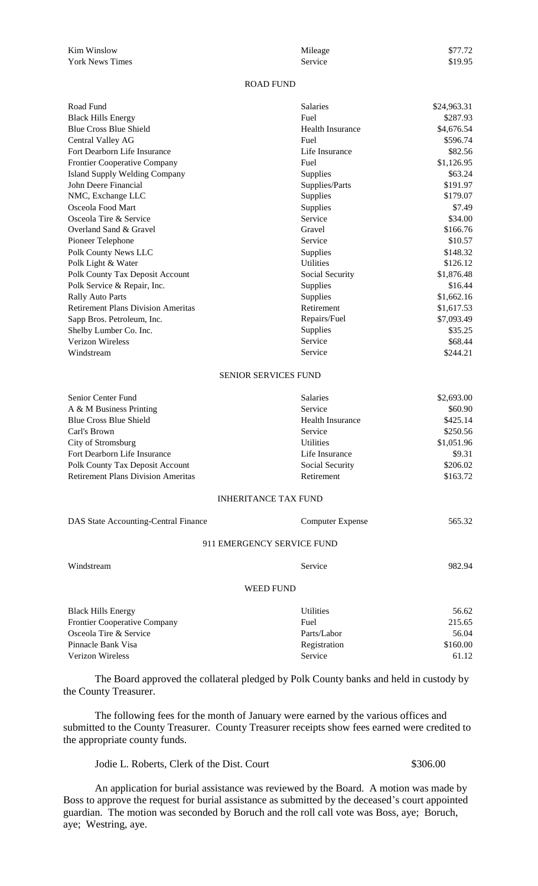| | | |
|---|---|---|
| Kim Winslow | Mileage | $77.72 |
| York News Times | Service | $19.95 |

ROAD FUND

| | | |
|---|---|---|
| Road Fund | Salaries | $24,963.31 |
| Black Hills Energy | Fuel | $287.93 |
| Blue Cross Blue Shield | Health Insurance | $4,676.54 |
| Central Valley AG | Fuel | $596.74 |
| Fort Dearborn Life Insurance | Life Insurance | $82.56 |
| Frontier Cooperative Company | Fuel | $1,126.95 |
| Island Supply Welding Company | Supplies | $63.24 |
| John Deere Financial | Supplies/Parts | $191.97 |
| NMC, Exchange LLC | Supplies | $179.07 |
| Osceola Food Mart | Supplies | $7.49 |
| Osceola Tire & Service | Service | $34.00 |
| Overland Sand & Gravel | Gravel | $166.76 |
| Pioneer Telephone | Service | $10.57 |
| Polk County News LLC | Supplies | $148.32 |
| Polk Light & Water | Utilities | $126.12 |
| Polk County Tax Deposit Account | Social Security | $1,876.48 |
| Polk Service & Repair, Inc. | Supplies | $16.44 |
| Rally Auto Parts | Supplies | $1,662.16 |
| Retirement Plans Division Ameritas | Retirement | $1,617.53 |
| Sapp Bros. Petroleum, Inc. | Repairs/Fuel | $7,093.49 |
| Shelby Lumber Co. Inc. | Supplies | $35.25 |
| Verizon Wireless | Service | $68.44 |
| Windstream | Service | $244.21 |

SENIOR SERVICES FUND

| | | |
|---|---|---|
| Senior Center Fund | Salaries | $2,693.00 |
| A & M Business Printing | Service | $60.90 |
| Blue Cross Blue Shield | Health Insurance | $425.14 |
| Carl's Brown | Service | $250.56 |
| City of Stromsburg | Utilities | $1,051.96 |
| Fort Dearborn Life Insurance | Life Insurance | $9.31 |
| Polk County Tax Deposit Account | Social Security | $206.02 |
| Retirement Plans Division Ameritas | Retirement | $163.72 |

INHERITANCE TAX FUND

| | | |
|---|---|---|
| DAS State Accounting-Central Finance | Computer Expense | 565.32 |

911 EMERGENCY SERVICE FUND

| | | |
|---|---|---|
| Windstream | Service | 982.94 |

WEED FUND

| | | |
|---|---|---|
| Black Hills Energy | Utilities | 56.62 |
| Frontier Cooperative Company | Fuel | 215.65 |
| Osceola Tire & Service | Parts/Labor | 56.04 |
| Pinnacle Bank Visa | Registration | $160.00 |
| Verizon Wireless | Service | 61.12 |

The Board approved the collateral pledged by Polk County banks and held in custody by the County Treasurer.

The following fees for the month of January were earned by the various offices and submitted to the County Treasurer. County Treasurer receipts show fees earned were credited to the appropriate county funds.

| | |
|---|---|
| Jodie L. Roberts, Clerk of the Dist. Court | $306.00 |

An application for burial assistance was reviewed by the Board. A motion was made by Boss to approve the request for burial assistance as submitted by the deceased's court appointed guardian. The motion was seconded by Boruch and the roll call vote was Boss, aye; Boruch, aye; Westring, aye.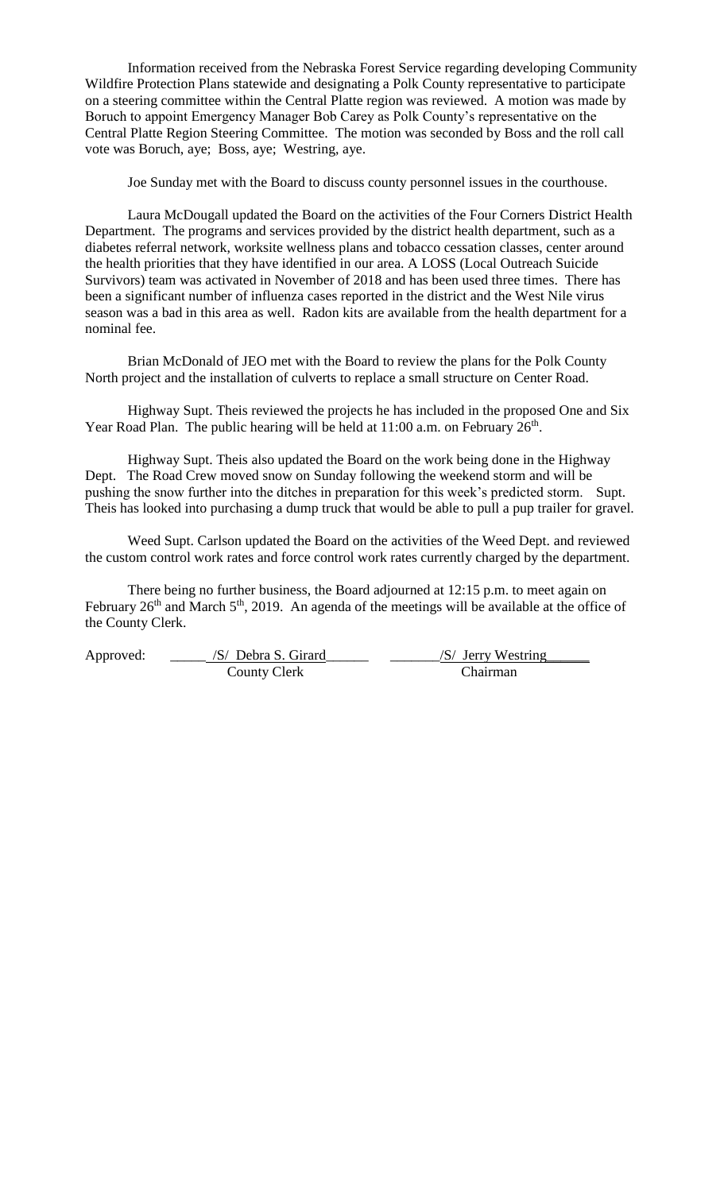Information received from the Nebraska Forest Service regarding developing Community Wildfire Protection Plans statewide and designating a Polk County representative to participate on a steering committee within the Central Platte region was reviewed. A motion was made by Boruch to appoint Emergency Manager Bob Carey as Polk County's representative on the Central Platte Region Steering Committee. The motion was seconded by Boss and the roll call vote was Boruch, aye; Boss, aye; Westring, aye.

Joe Sunday met with the Board to discuss county personnel issues in the courthouse.

Laura McDougall updated the Board on the activities of the Four Corners District Health Department. The programs and services provided by the district health department, such as a diabetes referral network, worksite wellness plans and tobacco cessation classes, center around the health priorities that they have identified in our area. A LOSS (Local Outreach Suicide Survivors) team was activated in November of 2018 and has been used three times. There has been a significant number of influenza cases reported in the district and the West Nile virus season was a bad in this area as well. Radon kits are available from the health department for a nominal fee.

Brian McDonald of JEO met with the Board to review the plans for the Polk County North project and the installation of culverts to replace a small structure on Center Road.

Highway Supt. Theis reviewed the projects he has included in the proposed One and Six Year Road Plan. The public hearing will be held at 11:00 a.m. on February 26th.

Highway Supt. Theis also updated the Board on the work being done in the Highway Dept. The Road Crew moved snow on Sunday following the weekend storm and will be pushing the snow further into the ditches in preparation for this week's predicted storm. Supt. Theis has looked into purchasing a dump truck that would be able to pull a pup trailer for gravel.

Weed Supt. Carlson updated the Board on the activities of the Weed Dept. and reviewed the custom control work rates and force control work rates currently charged by the department.

There being no further business, the Board adjourned at 12:15 p.m. to meet again on February 26th and March 5th, 2019. An agenda of the meetings will be available at the office of the County Clerk.

Approved: /S/ Debra S. Girard — County Clerk    /S/ Jerry Westring — Chairman